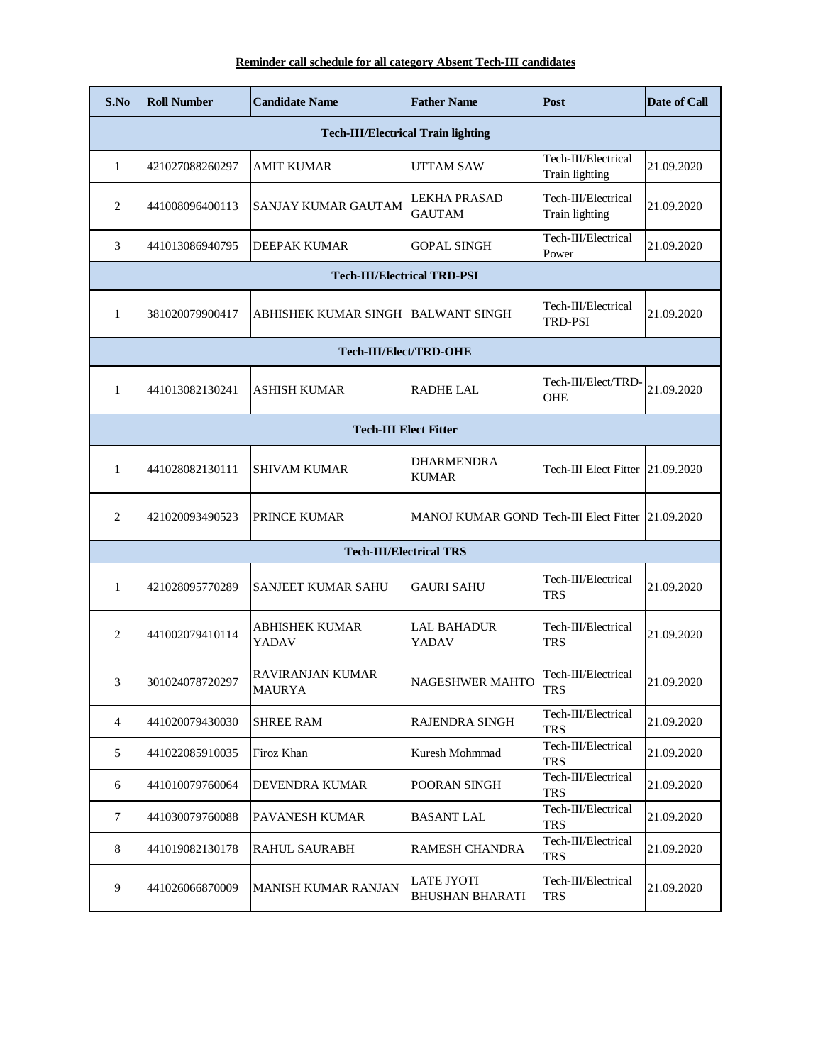**Reminder call schedule for all category Absent Tech-III candidates**

| S.No | Roll Number | Candidate Name | Father Name | Post | Date of Call |
|---|---|---|---|---|---|
| **Tech-III/Electrical Train lighting** | | | | | |
| 1 | 421027088260297 | AMIT KUMAR | UTTAM SAW | Tech-III/Electrical Train lighting | 21.09.2020 |
| 2 | 441008096400113 | SANJAY KUMAR GAUTAM | LEKHA PRASAD GAUTAM | Tech-III/Electrical Train lighting | 21.09.2020 |
| 3 | 441013086940795 | DEEPAK KUMAR | GOPAL SINGH | Tech-III/Electrical Power | 21.09.2020 |
| **Tech-III/Electrical TRD-PSI** | | | | | |
| 1 | 381020079900417 | ABHISHEK KUMAR SINGH | BALWANT SINGH | Tech-III/Electrical TRD-PSI | 21.09.2020 |
| **Tech-III/Elect/TRD-OHE** | | | | | |
| 1 | 441013082130241 | ASHISH KUMAR | RADHE LAL | Tech-III/Elect/TRD-OHE | 21.09.2020 |
| **Tech-III Elect Fitter** | | | | | |
| 1 | 441028082130111 | SHIVAM KUMAR | DHARMENDRA KUMAR | Tech-III Elect Fitter | 21.09.2020 |
| 2 | 421020093490523 | PRINCE KUMAR | MANOJ KUMAR GOND | Tech-III Elect Fitter | 21.09.2020 |
| **Tech-III/Electrical TRS** | | | | | |
| 1 | 421028095770289 | SANJEET KUMAR SAHU | GAURI SAHU | Tech-III/Electrical TRS | 21.09.2020 |
| 2 | 441002079410114 | ABHISHEK KUMAR YADAV | LAL BAHADUR YADAV | Tech-III/Electrical TRS | 21.09.2020 |
| 3 | 301024078720297 | RAVIRANJAN KUMAR MAURYA | NAGESHWER MAHTO | Tech-III/Electrical TRS | 21.09.2020 |
| 4 | 441020079430030 | SHREE RAM | RAJENDRA SINGH | Tech-III/Electrical TRS | 21.09.2020 |
| 5 | 441022085910035 | Firoz Khan | Kuresh Mohmmad | Tech-III/Electrical TRS | 21.09.2020 |
| 6 | 441010079760064 | DEVENDRA KUMAR | POORAN SINGH | Tech-III/Electrical TRS | 21.09.2020 |
| 7 | 441030079760088 | PAVANESH KUMAR | BASANT LAL | Tech-III/Electrical TRS | 21.09.2020 |
| 8 | 441019082130178 | RAHUL SAURABH | RAMESH CHANDRA | Tech-III/Electrical TRS | 21.09.2020 |
| 9 | 441026066870009 | MANISH KUMAR RANJAN | LATE JYOTI BHUSHAN BHARATI | Tech-III/Electrical TRS | 21.09.2020 |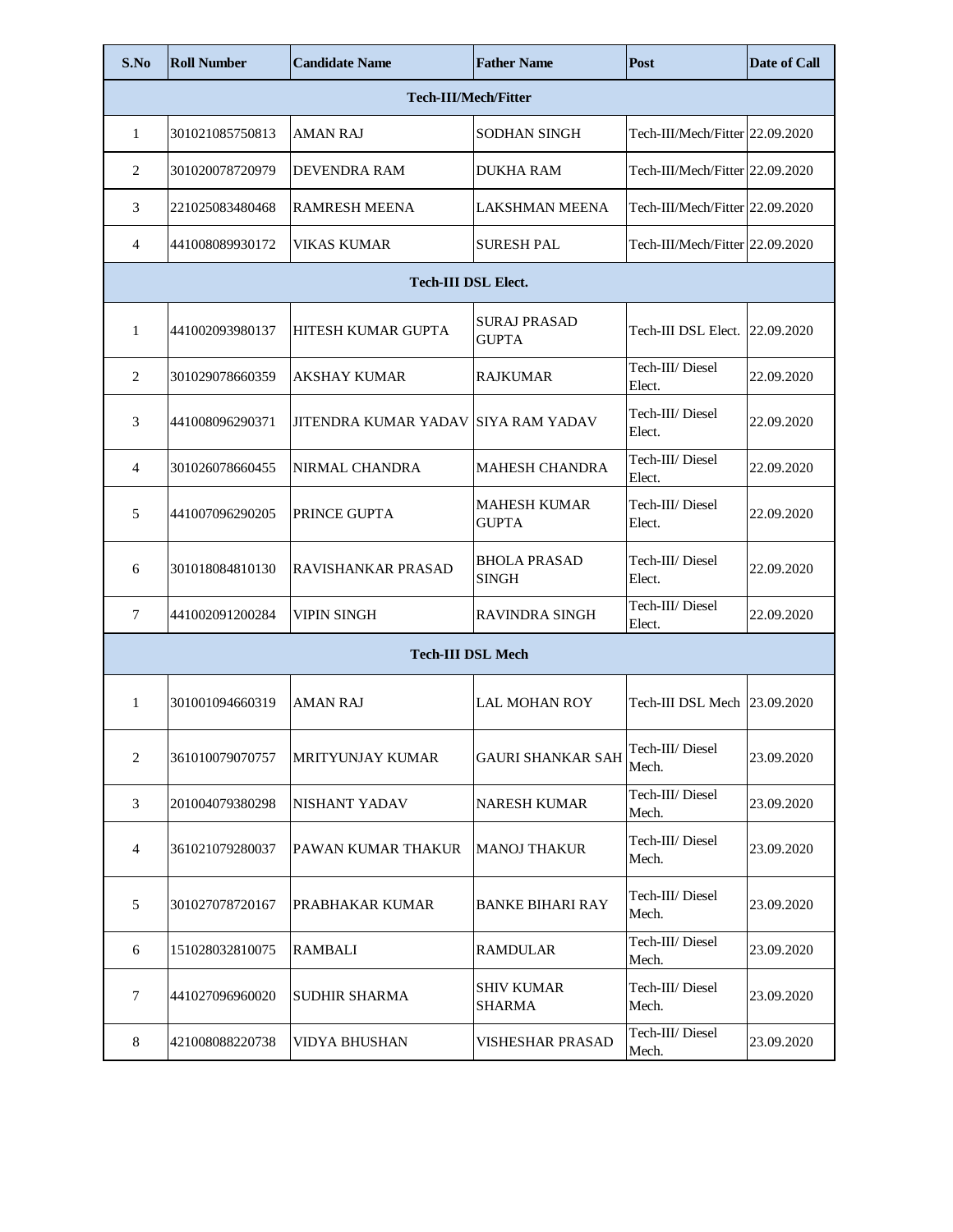| S.No | Roll Number | Candidate Name | Father Name | Post | Date of Call |
|---|---|---|---|---|---|
| **Tech-III/Mech/Fitter** | | | | | |
| 1 | 301021085750813 | AMAN RAJ | SODHAN SINGH | Tech-III/Mech/Fitter | 22.09.2020 |
| 2 | 301020078720979 | DEVENDRA RAM | DUKHA RAM | Tech-III/Mech/Fitter | 22.09.2020 |
| 3 | 221025083480468 | RAMRESH MEENA | LAKSHMAN MEENA | Tech-III/Mech/Fitter | 22.09.2020 |
| 4 | 441008089930172 | VIKAS KUMAR | SURESH PAL | Tech-III/Mech/Fitter | 22.09.2020 |
| **Tech-III DSL Elect.** | | | | | |
| 1 | 441002093980137 | HITESH KUMAR GUPTA | SURAJ PRASAD GUPTA | Tech-III DSL Elect. | 22.09.2020 |
| 2 | 301029078660359 | AKSHAY KUMAR | RAJKUMAR | Tech-III/ Diesel Elect. | 22.09.2020 |
| 3 | 441008096290371 | JITENDRA KUMAR YADAV | SIYA RAM YADAV | Tech-III/ Diesel Elect. | 22.09.2020 |
| 4 | 301026078660455 | NIRMAL CHANDRA | MAHESH CHANDRA | Tech-III/ Diesel Elect. | 22.09.2020 |
| 5 | 441007096290205 | PRINCE GUPTA | MAHESH KUMAR GUPTA | Tech-III/ Diesel Elect. | 22.09.2020 |
| 6 | 301018084810130 | RAVISHANKAR PRASAD | BHOLA PRASAD SINGH | Tech-III/ Diesel Elect. | 22.09.2020 |
| 7 | 441002091200284 | VIPIN SINGH | RAVINDRA SINGH | Tech-III/ Diesel Elect. | 22.09.2020 |
| **Tech-III DSL Mech** | | | | | |
| 1 | 301001094660319 | AMAN RAJ | LAL MOHAN ROY | Tech-III DSL Mech | 23.09.2020 |
| 2 | 361010079070757 | MRITYUNJAY KUMAR | GAURI SHANKAR SAH | Tech-III/ Diesel Mech. | 23.09.2020 |
| 3 | 201004079380298 | NISHANT YADAV | NARESH KUMAR | Tech-III/ Diesel Mech. | 23.09.2020 |
| 4 | 361021079280037 | PAWAN KUMAR THAKUR | MANOJ THAKUR | Tech-III/ Diesel Mech. | 23.09.2020 |
| 5 | 301027078720167 | PRABHAKAR KUMAR | BANKE BIHARI RAY | Tech-III/ Diesel Mech. | 23.09.2020 |
| 6 | 151028032810075 | RAMBALI | RAMDULAR | Tech-III/ Diesel Mech. | 23.09.2020 |
| 7 | 441027096960020 | SUDHIR SHARMA | SHIV KUMAR SHARMA | Tech-III/ Diesel Mech. | 23.09.2020 |
| 8 | 421008088220738 | VIDYA BHUSHAN | VISHESHAR PRASAD | Tech-III/ Diesel Mech. | 23.09.2020 |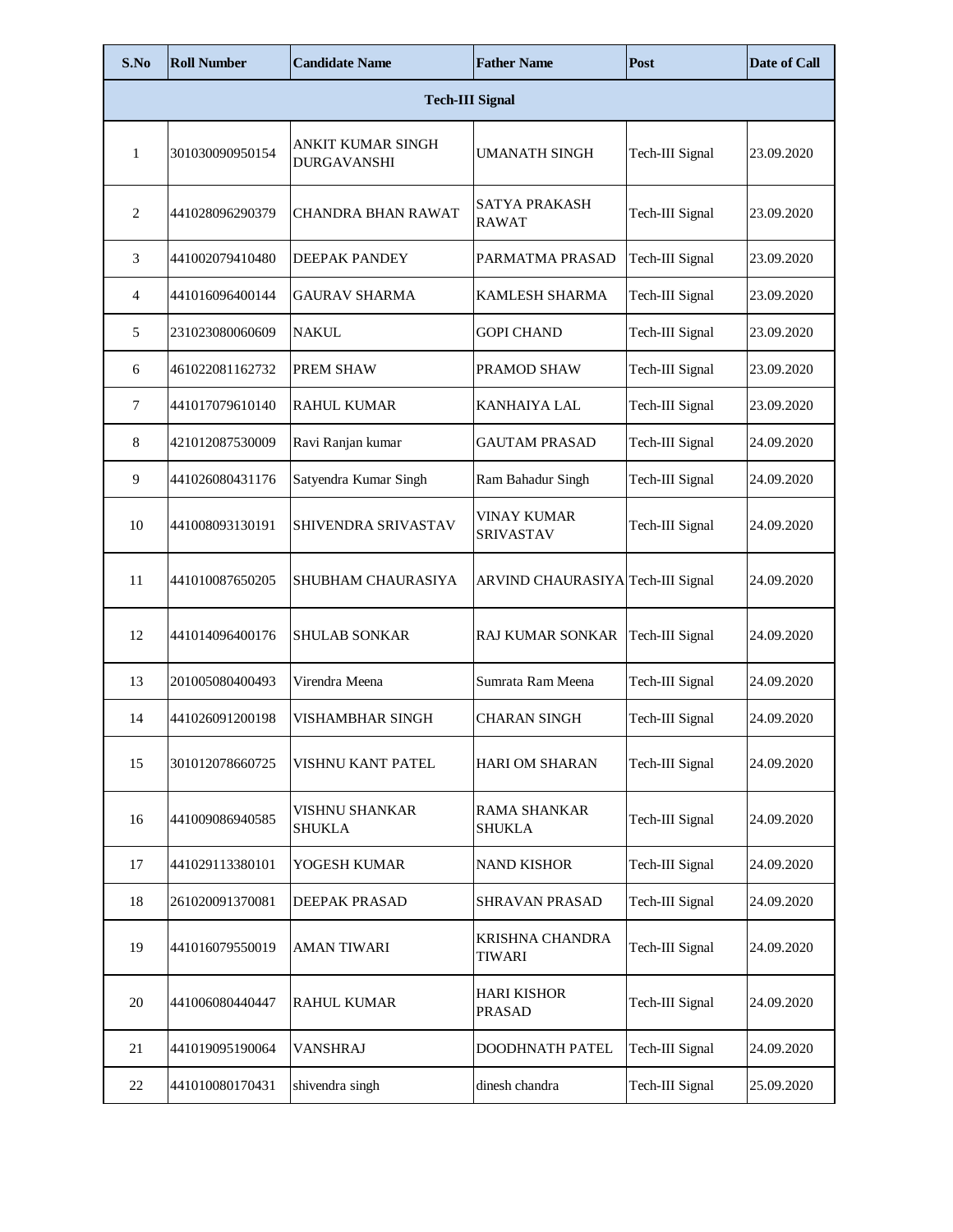| S.No | Roll Number | Candidate Name | Father Name | Post | Date of Call |
|---|---|---|---|---|---|
| **Tech-III Signal** | | | | | |
| 1 | 301030090950154 | ANKIT KUMAR SINGH DURGAVANSHI | UMANATH SINGH | Tech-III Signal | 23.09.2020 |
| 2 | 441028096290379 | CHANDRA BHAN RAWAT | SATYA PRAKASH RAWAT | Tech-III Signal | 23.09.2020 |
| 3 | 441002079410480 | DEEPAK PANDEY | PARMATMA PRASAD | Tech-III Signal | 23.09.2020 |
| 4 | 441016096400144 | GAURAV SHARMA | KAMLESH SHARMA | Tech-III Signal | 23.09.2020 |
| 5 | 231023080060609 | NAKUL | GOPI CHAND | Tech-III Signal | 23.09.2020 |
| 6 | 461022081162732 | PREM SHAW | PRAMOD SHAW | Tech-III Signal | 23.09.2020 |
| 7 | 441017079610140 | RAHUL KUMAR | KANHAIYA LAL | Tech-III Signal | 23.09.2020 |
| 8 | 421012087530009 | Ravi Ranjan kumar | GAUTAM PRASAD | Tech-III Signal | 24.09.2020 |
| 9 | 441026080431176 | Satyendra Kumar Singh | Ram Bahadur Singh | Tech-III Signal | 24.09.2020 |
| 10 | 441008093130191 | SHIVENDRA SRIVASTAV | VINAY KUMAR SRIVASTAV | Tech-III Signal | 24.09.2020 |
| 11 | 441010087650205 | SHUBHAM CHAURASIYA | ARVIND CHAURASIYA | Tech-III Signal | 24.09.2020 |
| 12 | 441014096400176 | SHULAB SONKAR | RAJ KUMAR SONKAR | Tech-III Signal | 24.09.2020 |
| 13 | 201005080400493 | Virendra Meena | Sumrata Ram Meena | Tech-III Signal | 24.09.2020 |
| 14 | 441026091200198 | VISHAMBHAR SINGH | CHARAN SINGH | Tech-III Signal | 24.09.2020 |
| 15 | 301012078660725 | VISHNU KANT PATEL | HARI OM SHARAN | Tech-III Signal | 24.09.2020 |
| 16 | 441009086940585 | VISHNU SHANKAR SHUKLA | RAMA SHANKAR SHUKLA | Tech-III Signal | 24.09.2020 |
| 17 | 441029113380101 | YOGESH KUMAR | NAND KISHOR | Tech-III Signal | 24.09.2020 |
| 18 | 261020091370081 | DEEPAK PRASAD | SHRAVAN PRASAD | Tech-III Signal | 24.09.2020 |
| 19 | 441016079550019 | AMAN TIWARI | KRISHNA CHANDRA TIWARI | Tech-III Signal | 24.09.2020 |
| 20 | 441006080440447 | RAHUL KUMAR | HARI KISHOR PRASAD | Tech-III Signal | 24.09.2020 |
| 21 | 441019095190064 | VANSHRAJ | DOODHNATH PATEL | Tech-III Signal | 24.09.2020 |
| 22 | 441010080170431 | shivendra singh | dinesh chandra | Tech-III Signal | 25.09.2020 |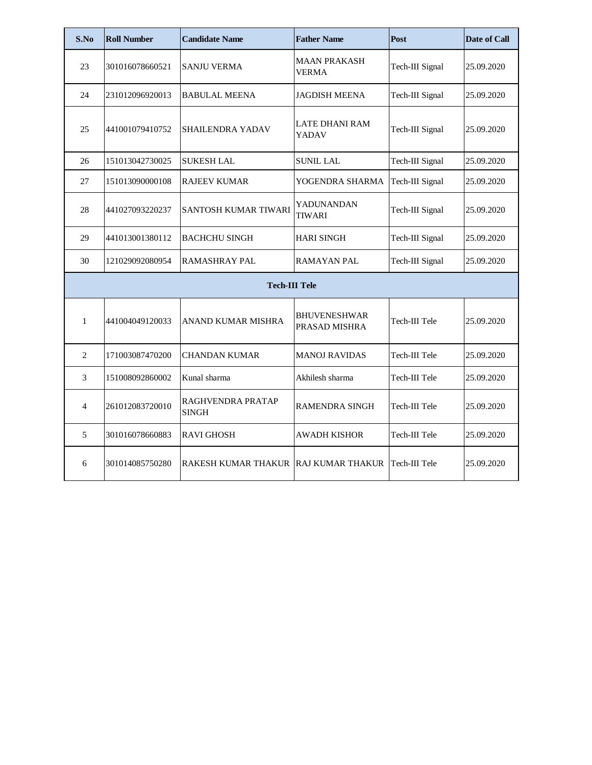| S.No | Roll Number | Candidate Name | Father Name | Post | Date of Call |
|---|---|---|---|---|---|
| 23 | 301016078660521 | SANJU VERMA | MAAN PRAKASH VERMA | Tech-III Signal | 25.09.2020 |
| 24 | 231012096920013 | BABULAL MEENA | JAGDISH MEENA | Tech-III Signal | 25.09.2020 |
| 25 | 441001079410752 | SHAILENDRA YADAV | LATE DHANI RAM YADAV | Tech-III Signal | 25.09.2020 |
| 26 | 151013042730025 | SUKESH LAL | SUNIL LAL | Tech-III Signal | 25.09.2020 |
| 27 | 151013090000108 | RAJEEV KUMAR | YOGENDRA SHARMA | Tech-III Signal | 25.09.2020 |
| 28 | 441027093220237 | SANTOSH KUMAR TIWARI | YADUNANDAN TIWARI | Tech-III Signal | 25.09.2020 |
| 29 | 441013001380112 | BACHCHU SINGH | HARI SINGH | Tech-III Signal | 25.09.2020 |
| 30 | 121029092080954 | RAMASHRAY PAL | RAMAYAN PAL | Tech-III Signal | 25.09.2020 |
| **Tech-III Tele** | | | | | |
| 1 | 441004049120033 | ANAND KUMAR MISHRA | BHUVENESHWAR PRASAD MISHRA | Tech-III Tele | 25.09.2020 |
| 2 | 171003087470200 | CHANDAN KUMAR | MANOJ RAVIDAS | Tech-III Tele | 25.09.2020 |
| 3 | 151008092860002 | Kunal sharma | Akhilesh sharma | Tech-III Tele | 25.09.2020 |
| 4 | 261012083720010 | RAGHVENDRA PRATAP SINGH | RAMENDRA SINGH | Tech-III Tele | 25.09.2020 |
| 5 | 301016078660883 | RAVI GHOSH | AWADH KISHOR | Tech-III Tele | 25.09.2020 |
| 6 | 301014085750280 | RAKESH KUMAR THAKUR | RAJ KUMAR THAKUR | Tech-III Tele | 25.09.2020 |